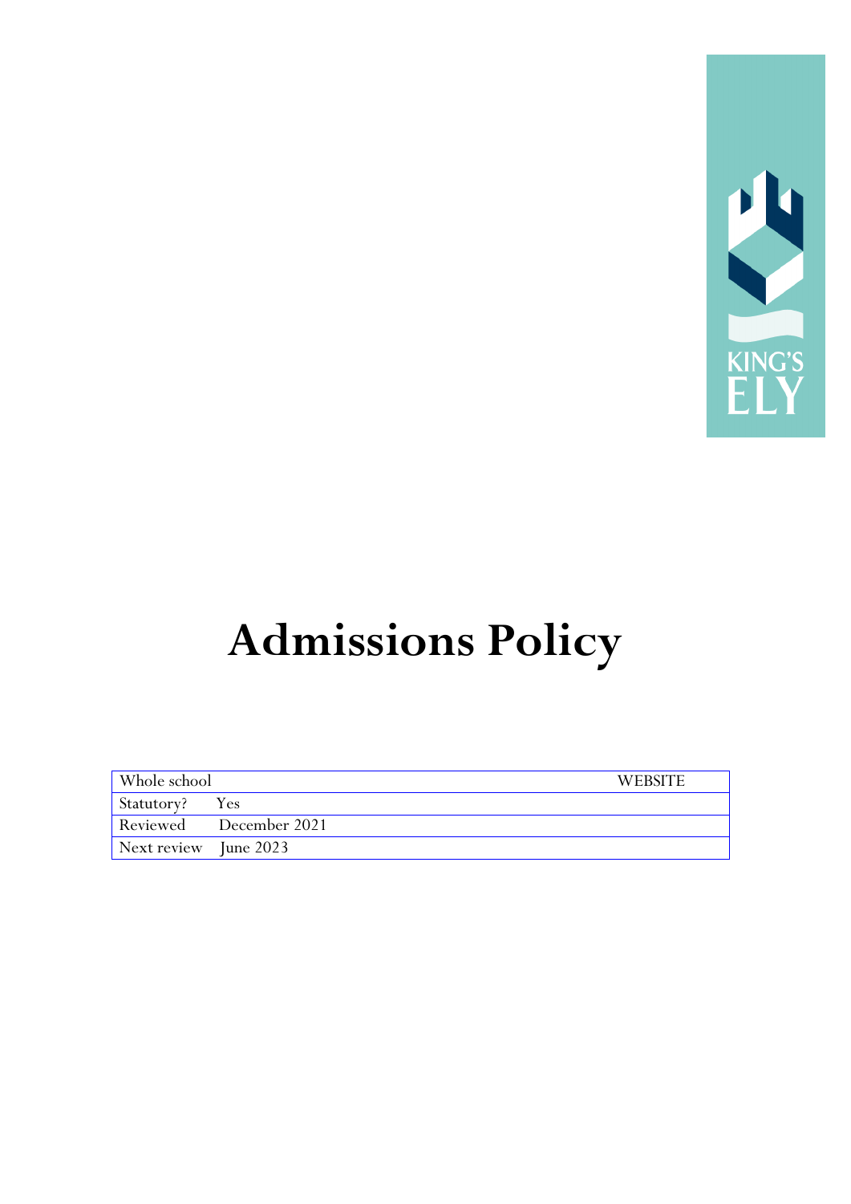KING'S ELY

# Admissions Policy

| Whole school | WEBSITE |
|---|---|
| Statutory? Yes | |
| Reviewed December 2021 | |
| Next review June 2023 | |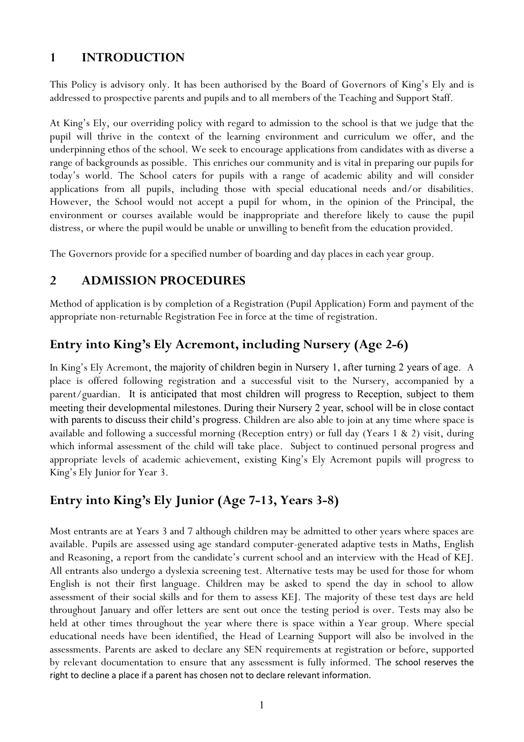## 1 INTRODUCTION

This Policy is advisory only. It has been authorised by the Board of Governors of King's Ely and is addressed to prospective parents and pupils and to all members of the Teaching and Support Staff.

At King's Ely, our overriding policy with regard to admission to the school is that we judge that the pupil will thrive in the context of the learning environment and curriculum we offer, and the underpinning ethos of the school. We seek to encourage applications from candidates with as diverse a range of backgrounds as possible. This enriches our community and is vital in preparing our pupils for today's world. The School caters for pupils with a range of academic ability and will consider applications from all pupils, including those with special educational needs and/or disabilities. However, the School would not accept a pupil for whom, in the opinion of the Principal, the environment or courses available would be inappropriate and therefore likely to cause the pupil distress, or where the pupil would be unable or unwilling to benefit from the education provided.

The Governors provide for a specified number of boarding and day places in each year group.

## 2 ADMISSION PROCEDURES

Method of application is by completion of a Registration (Pupil Application) Form and payment of the appropriate non-returnable Registration Fee in force at the time of registration.

### Entry into King's Ely Acremont, including Nursery (Age 2-6)

In King's Ely Acremont, the majority of children begin in Nursery 1, after turning 2 years of age. A place is offered following registration and a successful visit to the Nursery, accompanied by a parent/guardian. It is anticipated that most children will progress to Reception, subject to them meeting their developmental milestones. During their Nursery 2 year, school will be in close contact with parents to discuss their child's progress. Children are also able to join at any time where space is available and following a successful morning (Reception entry) or full day (Years 1 & 2) visit, during which informal assessment of the child will take place. Subject to continued personal progress and appropriate levels of academic achievement, existing King's Ely Acremont pupils will progress to King's Ely Junior for Year 3.

### Entry into King's Ely Junior (Age 7-13, Years 3-8)

Most entrants are at Years 3 and 7 although children may be admitted to other years where spaces are available. Pupils are assessed using age standard computer-generated adaptive tests in Maths, English and Reasoning, a report from the candidate's current school and an interview with the Head of KEJ. All entrants also undergo a dyslexia screening test. Alternative tests may be used for those for whom English is not their first language. Children may be asked to spend the day in school to allow assessment of their social skills and for them to assess KEJ. The majority of these test days are held throughout January and offer letters are sent out once the testing period is over. Tests may also be held at other times throughout the year where there is space within a Year group. Where special educational needs have been identified, the Head of Learning Support will also be involved in the assessments. Parents are asked to declare any SEN requirements at registration or before, supported by relevant documentation to ensure that any assessment is fully informed. The school reserves the right to decline a place if a parent has chosen not to declare relevant information.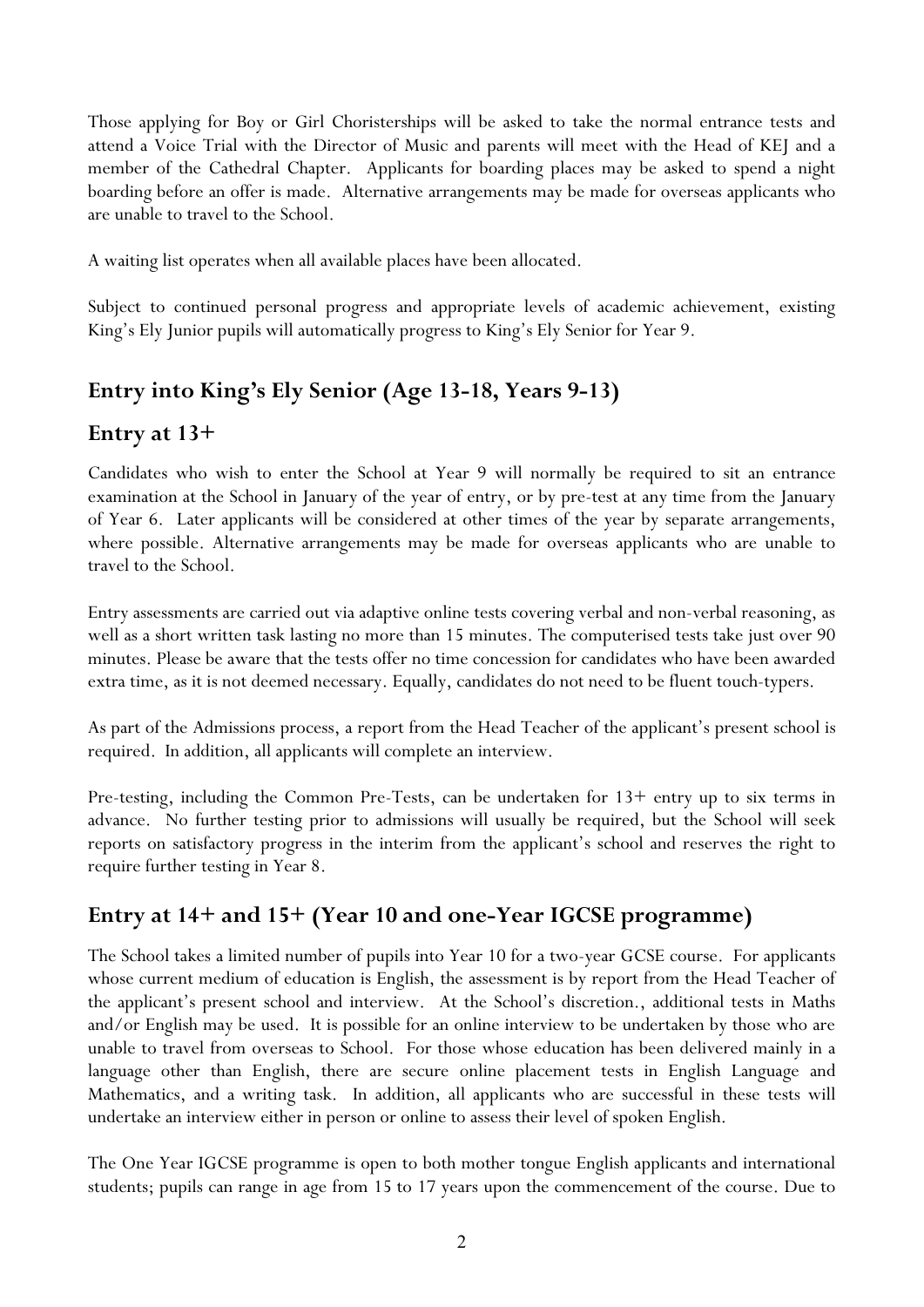Those applying for Boy or Girl Choristerships will be asked to take the normal entrance tests and attend a Voice Trial with the Director of Music and parents will meet with the Head of KEJ and a member of the Cathedral Chapter. Applicants for boarding places may be asked to spend a night boarding before an offer is made. Alternative arrangements may be made for overseas applicants who are unable to travel to the School.

A waiting list operates when all available places have been allocated.

Subject to continued personal progress and appropriate levels of academic achievement, existing King's Ely Junior pupils will automatically progress to King's Ely Senior for Year 9.

## Entry into King's Ely Senior (Age 13-18, Years 9-13)

## Entry at 13+

Candidates who wish to enter the School at Year 9 will normally be required to sit an entrance examination at the School in January of the year of entry, or by pre-test at any time from the January of Year 6. Later applicants will be considered at other times of the year by separate arrangements, where possible. Alternative arrangements may be made for overseas applicants who are unable to travel to the School.

Entry assessments are carried out via adaptive online tests covering verbal and non-verbal reasoning, as well as a short written task lasting no more than 15 minutes. The computerised tests take just over 90 minutes. Please be aware that the tests offer no time concession for candidates who have been awarded extra time, as it is not deemed necessary. Equally, candidates do not need to be fluent touch-typers.

As part of the Admissions process, a report from the Head Teacher of the applicant's present school is required. In addition, all applicants will complete an interview.

Pre-testing, including the Common Pre-Tests, can be undertaken for 13+ entry up to six terms in advance. No further testing prior to admissions will usually be required, but the School will seek reports on satisfactory progress in the interim from the applicant's school and reserves the right to require further testing in Year 8.

## Entry at 14+ and 15+ (Year 10 and one-Year IGCSE programme)

The School takes a limited number of pupils into Year 10 for a two-year GCSE course. For applicants whose current medium of education is English, the assessment is by report from the Head Teacher of the applicant's present school and interview. At the School's discretion., additional tests in Maths and/or English may be used. It is possible for an online interview to be undertaken by those who are unable to travel from overseas to School. For those whose education has been delivered mainly in a language other than English, there are secure online placement tests in English Language and Mathematics, and a writing task. In addition, all applicants who are successful in these tests will undertake an interview either in person or online to assess their level of spoken English.

The One Year IGCSE programme is open to both mother tongue English applicants and international students; pupils can range in age from 15 to 17 years upon the commencement of the course. Due to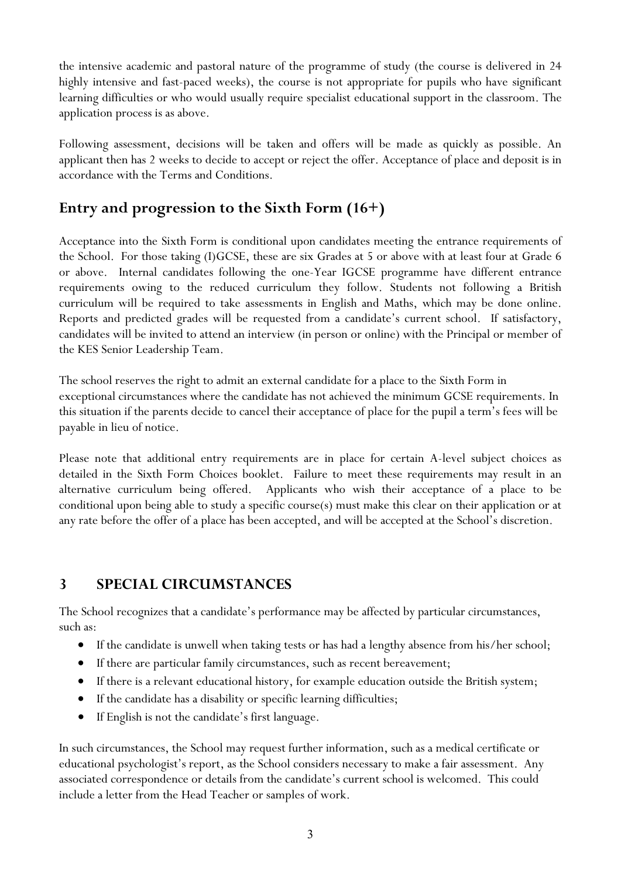the intensive academic and pastoral nature of the programme of study (the course is delivered in 24 highly intensive and fast-paced weeks), the course is not appropriate for pupils who have significant learning difficulties or who would usually require specialist educational support in the classroom. The application process is as above.

Following assessment, decisions will be taken and offers will be made as quickly as possible. An applicant then has 2 weeks to decide to accept or reject the offer. Acceptance of place and deposit is in accordance with the Terms and Conditions.

## Entry and progression to the Sixth Form (16+)

Acceptance into the Sixth Form is conditional upon candidates meeting the entrance requirements of the School. For those taking (I)GCSE, these are six Grades at 5 or above with at least four at Grade 6 or above. Internal candidates following the one-Year IGCSE programme have different entrance requirements owing to the reduced curriculum they follow. Students not following a British curriculum will be required to take assessments in English and Maths, which may be done online. Reports and predicted grades will be requested from a candidate's current school. If satisfactory, candidates will be invited to attend an interview (in person or online) with the Principal or member of the KES Senior Leadership Team.

The school reserves the right to admit an external candidate for a place to the Sixth Form in exceptional circumstances where the candidate has not achieved the minimum GCSE requirements. In this situation if the parents decide to cancel their acceptance of place for the pupil a term's fees will be payable in lieu of notice.

Please note that additional entry requirements are in place for certain A-level subject choices as detailed in the Sixth Form Choices booklet. Failure to meet these requirements may result in an alternative curriculum being offered. Applicants who wish their acceptance of a place to be conditional upon being able to study a specific course(s) must make this clear on their application or at any rate before the offer of a place has been accepted, and will be accepted at the School's discretion.

## 3 SPECIAL CIRCUMSTANCES

The School recognizes that a candidate's performance may be affected by particular circumstances, such as:

- If the candidate is unwell when taking tests or has had a lengthy absence from his/her school;
- If there are particular family circumstances, such as recent bereavement;
- If there is a relevant educational history, for example education outside the British system;
- If the candidate has a disability or specific learning difficulties;
- If English is not the candidate's first language.

In such circumstances, the School may request further information, such as a medical certificate or educational psychologist's report, as the School considers necessary to make a fair assessment. Any associated correspondence or details from the candidate's current school is welcomed. This could include a letter from the Head Teacher or samples of work.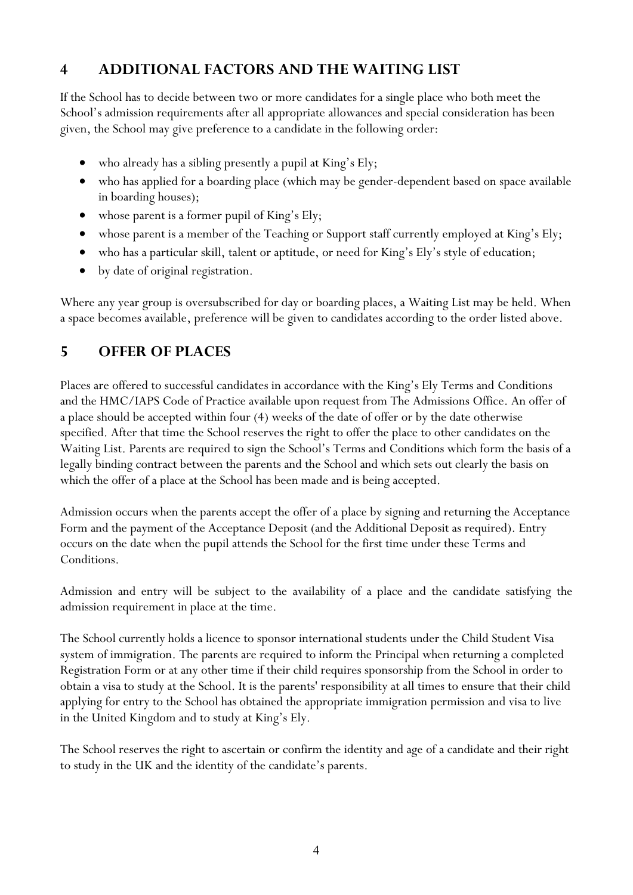## 4 ADDITIONAL FACTORS AND THE WAITING LIST

If the School has to decide between two or more candidates for a single place who both meet the School's admission requirements after all appropriate allowances and special consideration has been given, the School may give preference to a candidate in the following order:

- who already has a sibling presently a pupil at King's Ely;
- who has applied for a boarding place (which may be gender-dependent based on space available in boarding houses);
- whose parent is a former pupil of King's Ely;
- whose parent is a member of the Teaching or Support staff currently employed at King's Ely;
- who has a particular skill, talent or aptitude, or need for King's Ely's style of education;
- by date of original registration.

Where any year group is oversubscribed for day or boarding places, a Waiting List may be held. When a space becomes available, preference will be given to candidates according to the order listed above.

## 5 OFFER OF PLACES

Places are offered to successful candidates in accordance with the King's Ely Terms and Conditions and the HMC/IAPS Code of Practice available upon request from The Admissions Office. An offer of a place should be accepted within four (4) weeks of the date of offer or by the date otherwise specified. After that time the School reserves the right to offer the place to other candidates on the Waiting List. Parents are required to sign the School's Terms and Conditions which form the basis of a legally binding contract between the parents and the School and which sets out clearly the basis on which the offer of a place at the School has been made and is being accepted.

Admission occurs when the parents accept the offer of a place by signing and returning the Acceptance Form and the payment of the Acceptance Deposit (and the Additional Deposit as required). Entry occurs on the date when the pupil attends the School for the first time under these Terms and Conditions.

Admission and entry will be subject to the availability of a place and the candidate satisfying the admission requirement in place at the time.

The School currently holds a licence to sponsor international students under the Child Student Visa system of immigration. The parents are required to inform the Principal when returning a completed Registration Form or at any other time if their child requires sponsorship from the School in order to obtain a visa to study at the School. It is the parents' responsibility at all times to ensure that their child applying for entry to the School has obtained the appropriate immigration permission and visa to live in the United Kingdom and to study at King's Ely.

The School reserves the right to ascertain or confirm the identity and age of a candidate and their right to study in the UK and the identity of the candidate's parents.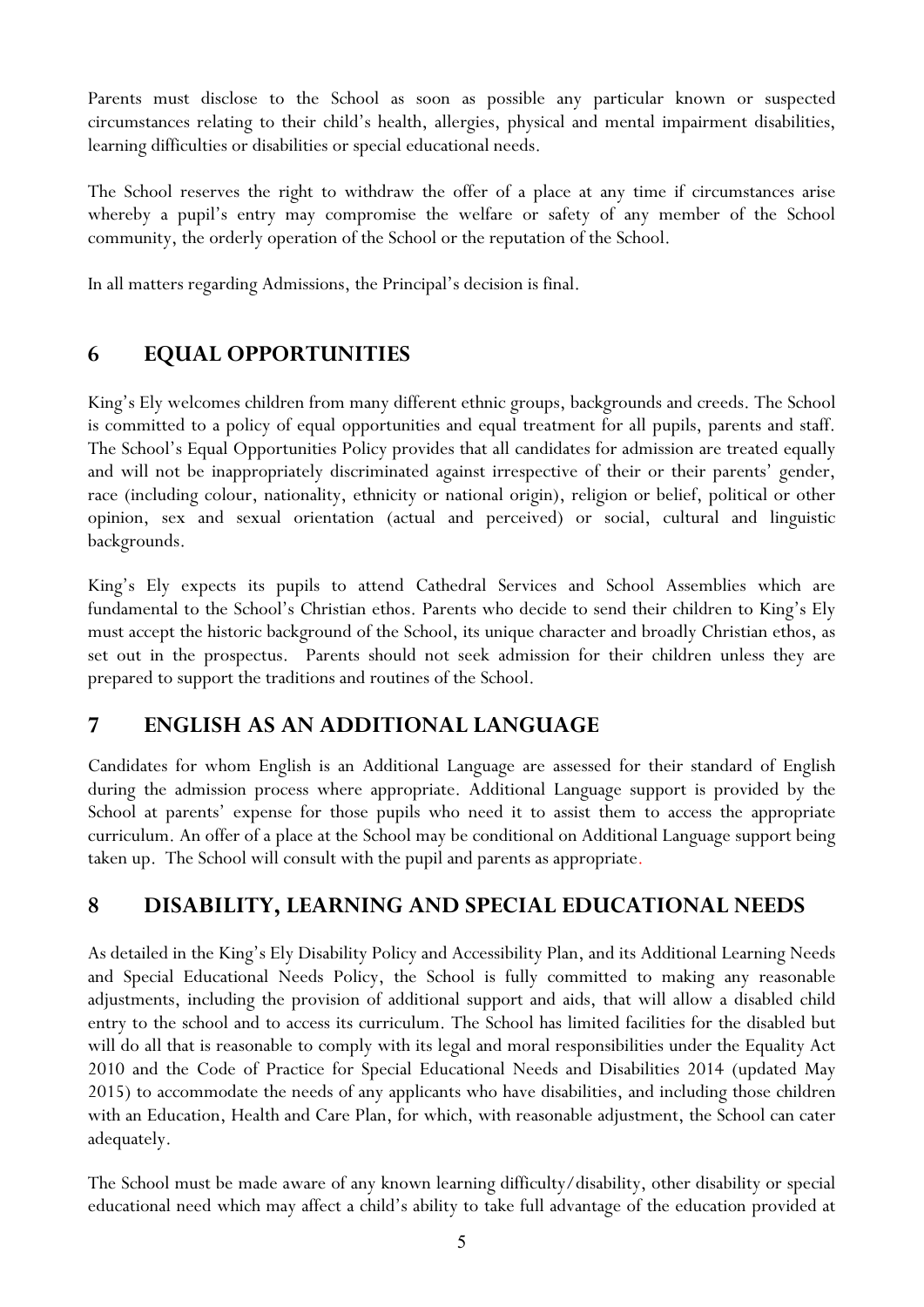Parents must disclose to the School as soon as possible any particular known or suspected circumstances relating to their child's health, allergies, physical and mental impairment disabilities, learning difficulties or disabilities or special educational needs.

The School reserves the right to withdraw the offer of a place at any time if circumstances arise whereby a pupil's entry may compromise the welfare or safety of any member of the School community, the orderly operation of the School or the reputation of the School.

In all matters regarding Admissions, the Principal's decision is final.

## 6 EQUAL OPPORTUNITIES

King's Ely welcomes children from many different ethnic groups, backgrounds and creeds. The School is committed to a policy of equal opportunities and equal treatment for all pupils, parents and staff. The School's Equal Opportunities Policy provides that all candidates for admission are treated equally and will not be inappropriately discriminated against irrespective of their or their parents' gender, race (including colour, nationality, ethnicity or national origin), religion or belief, political or other opinion, sex and sexual orientation (actual and perceived) or social, cultural and linguistic backgrounds.

King's Ely expects its pupils to attend Cathedral Services and School Assemblies which are fundamental to the School's Christian ethos. Parents who decide to send their children to King's Ely must accept the historic background of the School, its unique character and broadly Christian ethos, as set out in the prospectus. Parents should not seek admission for their children unless they are prepared to support the traditions and routines of the School.

## 7 ENGLISH AS AN ADDITIONAL LANGUAGE

Candidates for whom English is an Additional Language are assessed for their standard of English during the admission process where appropriate. Additional Language support is provided by the School at parents' expense for those pupils who need it to assist them to access the appropriate curriculum. An offer of a place at the School may be conditional on Additional Language support being taken up. The School will consult with the pupil and parents as appropriate.

## 8 DISABILITY, LEARNING AND SPECIAL EDUCATIONAL NEEDS

As detailed in the King's Ely Disability Policy and Accessibility Plan, and its Additional Learning Needs and Special Educational Needs Policy, the School is fully committed to making any reasonable adjustments, including the provision of additional support and aids, that will allow a disabled child entry to the school and to access its curriculum. The School has limited facilities for the disabled but will do all that is reasonable to comply with its legal and moral responsibilities under the Equality Act 2010 and the Code of Practice for Special Educational Needs and Disabilities 2014 (updated May 2015) to accommodate the needs of any applicants who have disabilities, and including those children with an Education, Health and Care Plan, for which, with reasonable adjustment, the School can cater adequately.

The School must be made aware of any known learning difficulty/disability, other disability or special educational need which may affect a child's ability to take full advantage of the education provided at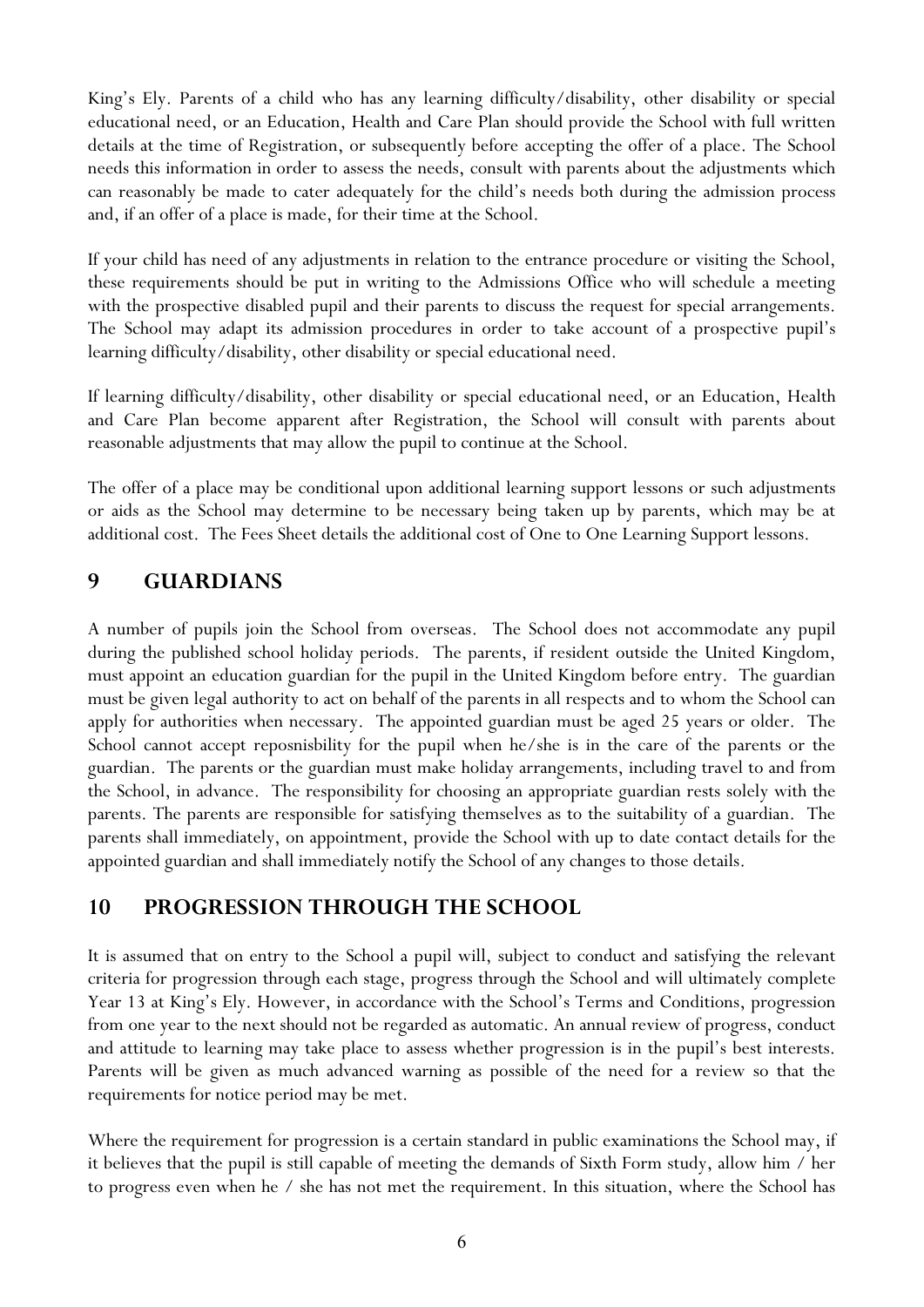King's Ely. Parents of a child who has any learning difficulty/disability, other disability or special educational need, or an Education, Health and Care Plan should provide the School with full written details at the time of Registration, or subsequently before accepting the offer of a place. The School needs this information in order to assess the needs, consult with parents about the adjustments which can reasonably be made to cater adequately for the child's needs both during the admission process and, if an offer of a place is made, for their time at the School.

If your child has need of any adjustments in relation to the entrance procedure or visiting the School, these requirements should be put in writing to the Admissions Office who will schedule a meeting with the prospective disabled pupil and their parents to discuss the request for special arrangements. The School may adapt its admission procedures in order to take account of a prospective pupil's learning difficulty/disability, other disability or special educational need.

If learning difficulty/disability, other disability or special educational need, or an Education, Health and Care Plan become apparent after Registration, the School will consult with parents about reasonable adjustments that may allow the pupil to continue at the School.

The offer of a place may be conditional upon additional learning support lessons or such adjustments or aids as the School may determine to be necessary being taken up by parents, which may be at additional cost. The Fees Sheet details the additional cost of One to One Learning Support lessons.

## 9 GUARDIANS

A number of pupils join the School from overseas. The School does not accommodate any pupil during the published school holiday periods. The parents, if resident outside the United Kingdom, must appoint an education guardian for the pupil in the United Kingdom before entry. The guardian must be given legal authority to act on behalf of the parents in all respects and to whom the School can apply for authorities when necessary. The appointed guardian must be aged 25 years or older. The School cannot accept reposnisbility for the pupil when he/she is in the care of the parents or the guardian. The parents or the guardian must make holiday arrangements, including travel to and from the School, in advance. The responsibility for choosing an appropriate guardian rests solely with the parents. The parents are responsible for satisfying themselves as to the suitability of a guardian. The parents shall immediately, on appointment, provide the School with up to date contact details for the appointed guardian and shall immediately notify the School of any changes to those details.

## 10 PROGRESSION THROUGH THE SCHOOL

It is assumed that on entry to the School a pupil will, subject to conduct and satisfying the relevant criteria for progression through each stage, progress through the School and will ultimately complete Year 13 at King's Ely. However, in accordance with the School's Terms and Conditions, progression from one year to the next should not be regarded as automatic. An annual review of progress, conduct and attitude to learning may take place to assess whether progression is in the pupil's best interests. Parents will be given as much advanced warning as possible of the need for a review so that the requirements for notice period may be met.

Where the requirement for progression is a certain standard in public examinations the School may, if it believes that the pupil is still capable of meeting the demands of Sixth Form study, allow him / her to progress even when he / she has not met the requirement. In this situation, where the School has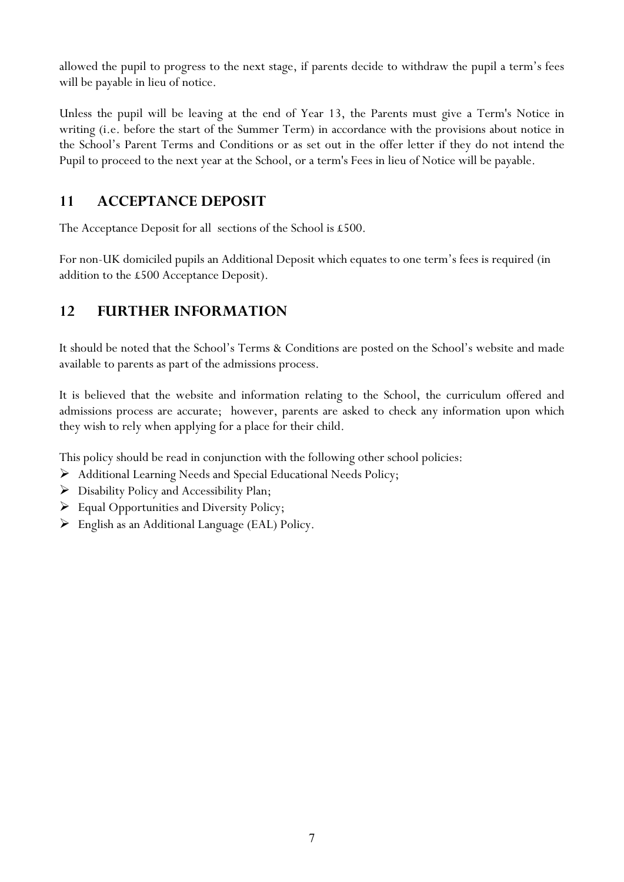allowed the pupil to progress to the next stage, if parents decide to withdraw the pupil a term's fees will be payable in lieu of notice.

Unless the pupil will be leaving at the end of Year 13, the Parents must give a Term's Notice in writing (i.e. before the start of the Summer Term) in accordance with the provisions about notice in the School's Parent Terms and Conditions or as set out in the offer letter if they do not intend the Pupil to proceed to the next year at the School, or a term's Fees in lieu of Notice will be payable.

## 11 ACCEPTANCE DEPOSIT

The Acceptance Deposit for all sections of the School is £500.

For non-UK domiciled pupils an Additional Deposit which equates to one term's fees is required (in addition to the £500 Acceptance Deposit).

## 12 FURTHER INFORMATION

It should be noted that the School's Terms & Conditions are posted on the School's website and made available to parents as part of the admissions process.

It is believed that the website and information relating to the School, the curriculum offered and admissions process are accurate; however, parents are asked to check any information upon which they wish to rely when applying for a place for their child.

This policy should be read in conjunction with the following other school policies:

- Additional Learning Needs and Special Educational Needs Policy;
- Disability Policy and Accessibility Plan;
- Equal Opportunities and Diversity Policy;
- English as an Additional Language (EAL) Policy.